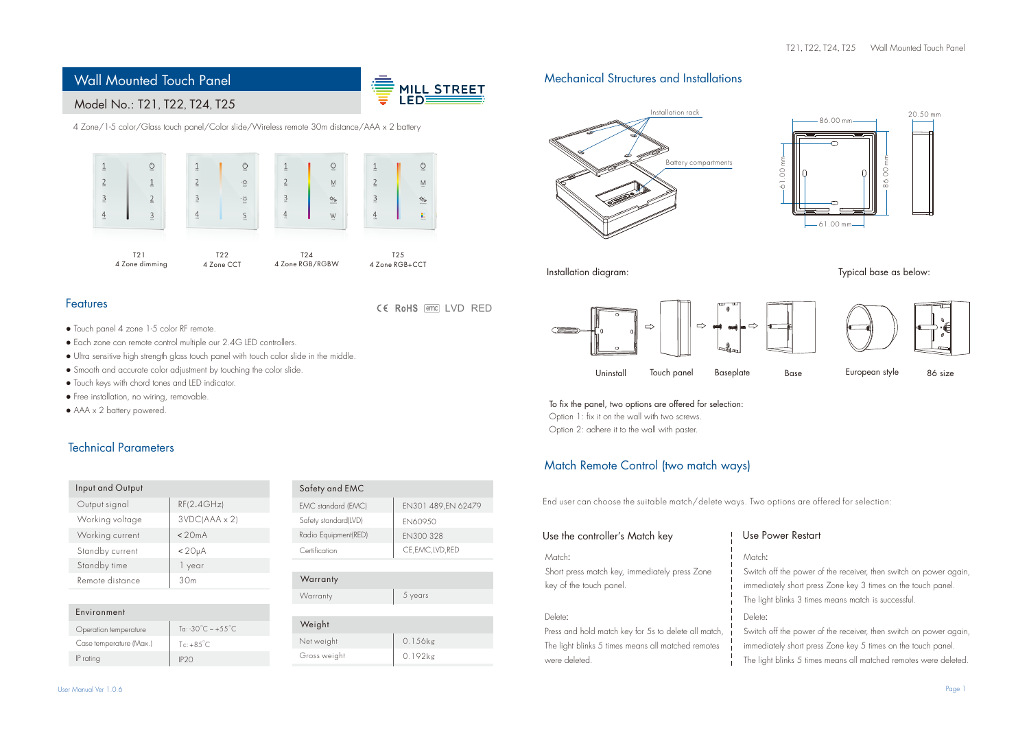# Wall Mounted Touch Panel

## Model No.: T21, T22, T24, T25

MILL STREET LED

4 Zone/1-5 color/Glass touch panel/Color slide/Wireless remote 30m distance/AAA x 2 battery

T21
4 Zone dimming

T22
4 Zone CCT

T24
4 Zone RGB/RGBW

T25
4 Zone RGB+CCT

## Features

CE RoHS emc LVD RED

- Touch panel 4 zone 1-5 color RF remote.
- Each zone can remote control multiple our 2.4G LED controllers.
- Ultra sensitive high strength glass touch panel with touch color slide in the middle.
- Smooth and accurate color adjustment by touching the color slide.
- Touch keys with chord tones and LED indicator.
- Free installation, no wiring, removable.
- AAA x 2 battery powered.

## Technical Parameters

| Input and Output | |
|---|---|
| Output signal | RF(2.4GHz) |
| Working voltage | 3VDC(AAA x 2) |
| Working current | <20mA |
| Standby current | <20μA |
| Standby time | 1 year |
| Remote distance | 30m |

| Environment | |
|---|---|
| Operation temperature | Ta: -30°C ~ +55°C |
| Case temperature (Max.) | Tc: +85°C |
| IP rating | IP20 |

| Safety and EMC | |
|---|---|
| EMC standard (EMC) | EN301 489,EN 62479 |
| Safety standard(LVD) | EN60950 |
| Radio Equipment(RED) | EN300 328 |
| Certification | CE,EMC,LVD,RED |

| Warranty | |
|---|---|
| Warranty | 5 years |

| Weight | |
|---|---|
| Net weight | 0.156kg |
| Gross weight | 0.192kg |

## Mechanical Structures and Installations

Installation rack

Battery compartments

86.00 mm

20.50 mm

61.00 mm

86.00 mm

61.00 mm

Installation diagram:

Typical base as below:

Uninstall | Touch panel | Baseplate | Base | European style | 86 size

To fix the panel, two options are offered for selection:
Option 1: fix it on the wall with two screws.
Option 2: adhere it to the wall with paster.

## Match Remote Control (two match ways)

End user can choose the suitable match/delete ways. Two options are offered for selection:

### Use the controller's Match key

Match:
Short press match key, immediately press Zone key of the touch panel.

Delete:
Press and hold match key for 5s to delete all match, The light blinks 5 times means all matched remotes were deleted.

### Use Power Restart

Match:
Switch off the power of the receiver, then switch on power again, immediately short press Zone key 3 times on the touch panel. The light blinks 3 times means match is successful.

Delete:
Switch off the power of the receiver, then switch on power again, immediately short press Zone key 5 times on the touch panel. The light blinks 5 times means all matched remotes were deleted.

User Manual Ver 1.0.6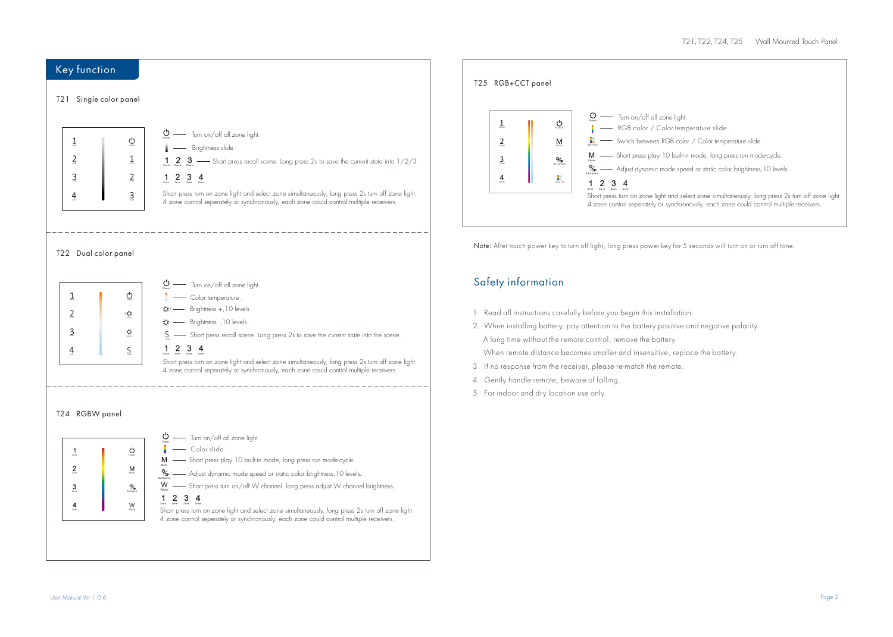## Key function

### T21 Single color panel

- Power — Turn on/off all zone light.
- Brightness slide.
- 1 2 3 (Scene) — Short press recall scene. Long press 2s to save the current state into 1/2/3.
- 1 2 3 4 (Zone)

Short press turn on zone light and select zone simultaneously, long press 2s turn off zone light. 4 zone control seperately or synchronously, each zone could control multiple receivers.

### T22 Dual color panel

- Power — Turn on/off all zone light.
- Color temperature.
- Brightness +,10 levels.
- Brightness -,10 levels.
- S — Short press recall scene. Long press 2s to save the current state into the scene.
- 1 2 3 4 (Zone)

Short press turn on zone light and select zone simultaneously, long press 2s turn off zone light. 4 zone control seperately or synchronously, each zone could control multiple receivers.

### T24 RGBW panel

- Power — Turn on/off all zone light.
- Color slide.
- M (Mode) — Short press play 10 built-in mode, long press run mode-cycle.
- Bri/Speed — Adjust dynamic mode speed or static color brightness,10 levels.
- W (White) — Short press turn on/off W channel, long press adjust W channel brightness.
- 1 2 3 4 (Zone)

Short press turn on zone light and select zone simultaneously, long press 2s turn off zone light. 4 zone control seperately or synchronously, each zone could control multiple receivers.

### T25 RGB+CCT panel

- Power — Turn on/off all zone light.
- RGB color / Color temperature slide.
- SWITCH — Switch between RGB color / Color temperature slide.
- M (Mode) — Short press play 10 built-in mode, long press run mode-cycle.
- Bri/Speed — Adjust dynamic mode speed or static color brightness,10 levels.
- 1 2 3 4 (Zone)

Short press turn on zone light and select zone simultaneously, long press 2s turn off zone light. 4 zone control seperately or synchronously, each zone could control multiple receivers.

**Note:** After touch power key to turn off light, long press power key for 5 seconds will turn on or turn off tone.

## Safety information

1. Read all instructions carefully before you begin this installation.
2. When installing battery, pay attention to the battery positive and negative polarity.
   A long time without the remote control, remove the battery.
   When remote distance becomes smaller and insensitive, replace the battery.
3. If no response from the receiver, please re-match the remote.
4. Gently handle remote, beware of falling.
5. For indoor and dry location use only.